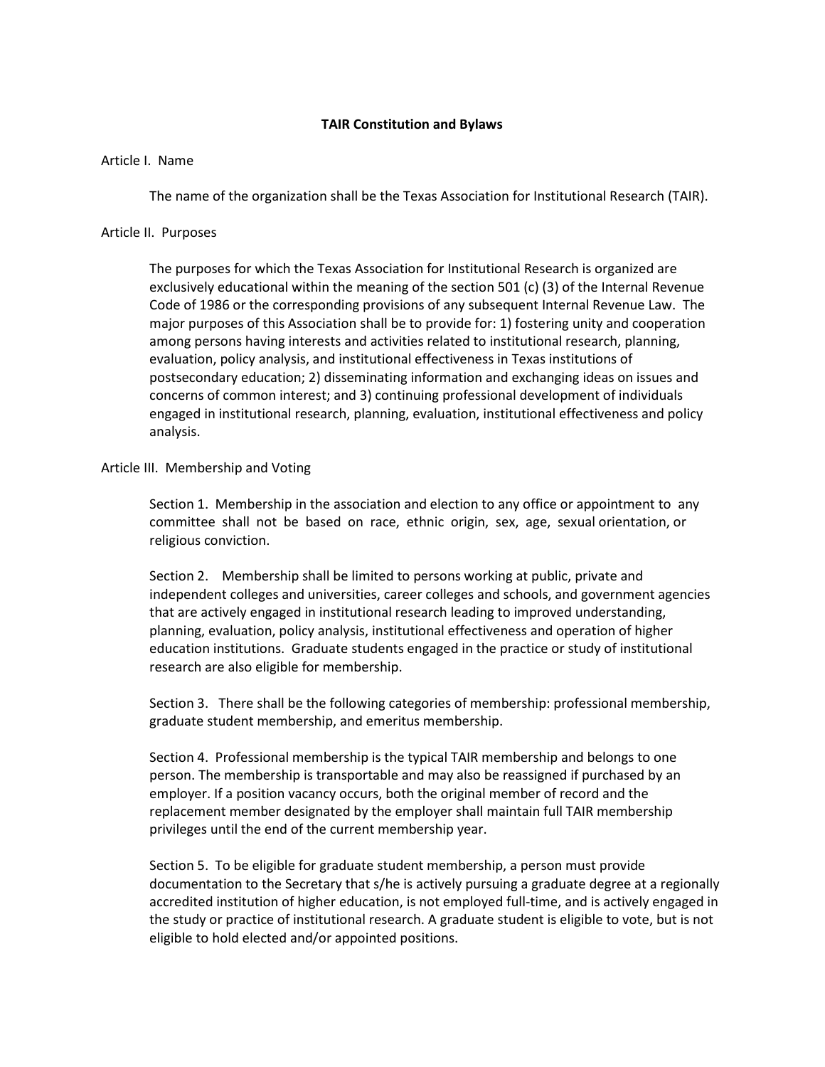# TAIR Constitution and Bylaws

## Article I. Name

The name of the organization shall be the Texas Association for Institutional Research (TAIR).

## Article II. Purposes

The purposes for which the Texas Association for Institutional Research is organized are exclusively educational within the meaning of the section 501 (c) (3) of the Internal Revenue Code of 1986 or the corresponding provisions of any subsequent Internal Revenue Law. The major purposes of this Association shall be to provide for: 1) fostering unity and cooperation among persons having interests and activities related to institutional research, planning, evaluation, policy analysis, and institutional effectiveness in Texas institutions of postsecondary education; 2) disseminating information and exchanging ideas on issues and concerns of common interest; and 3) continuing professional development of individuals engaged in institutional research, planning, evaluation, institutional effectiveness and policy analysis.

## Article III. Membership and Voting

Section 1. Membership in the association and election to any office or appointment to any committee shall not be based on race, ethnic origin, sex, age, sexual orientation, or religious conviction.

Section 2. Membership shall be limited to persons working at public, private and independent colleges and universities, career colleges and schools, and government agencies that are actively engaged in institutional research leading to improved understanding, planning, evaluation, policy analysis, institutional effectiveness and operation of higher education institutions. Graduate students engaged in the practice or study of institutional research are also eligible for membership.

Section 3. There shall be the following categories of membership: professional membership, graduate student membership, and emeritus membership.

Section 4. Professional membership is the typical TAIR membership and belongs to one person. The membership is transportable and may also be reassigned if purchased by an employer. If a position vacancy occurs, both the original member of record and the replacement member designated by the employer shall maintain full TAIR membership privileges until the end of the current membership year.

Section 5. To be eligible for graduate student membership, a person must provide documentation to the Secretary that s/he is actively pursuing a graduate degree at a regionally accredited institution of higher education, is not employed full-time, and is actively engaged in the study or practice of institutional research. A graduate student is eligible to vote, but is not eligible to hold elected and/or appointed positions.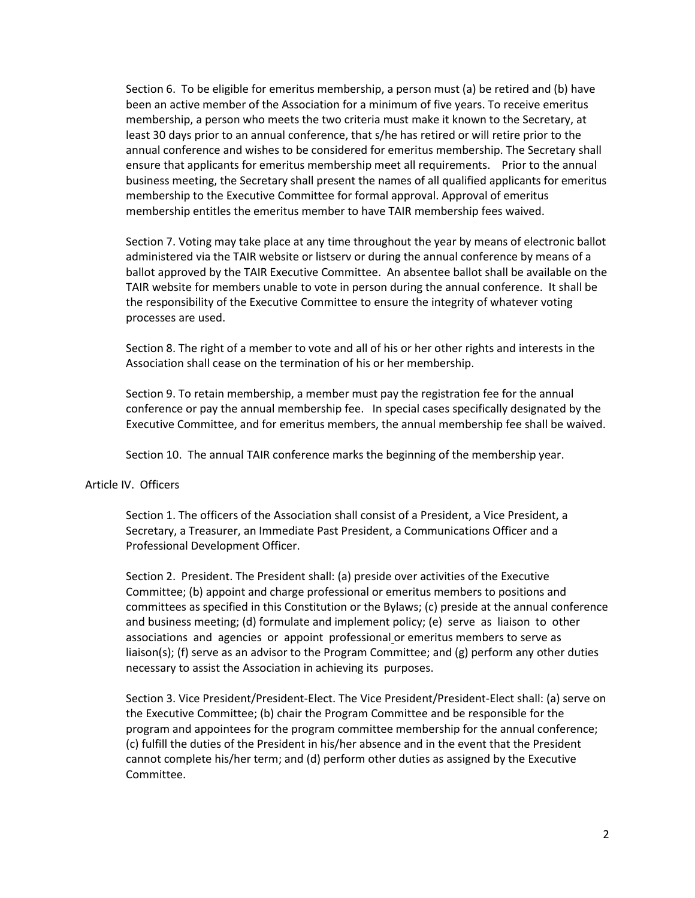Section 6. To be eligible for emeritus membership, a person must (a) be retired and (b) have been an active member of the Association for a minimum of five years. To receive emeritus membership, a person who meets the two criteria must make it known to the Secretary, at least 30 days prior to an annual conference, that s/he has retired or will retire prior to the annual conference and wishes to be considered for emeritus membership. The Secretary shall ensure that applicants for emeritus membership meet all requirements. Prior to the annual business meeting, the Secretary shall present the names of all qualified applicants for emeritus membership to the Executive Committee for formal approval. Approval of emeritus membership entitles the emeritus member to have TAIR membership fees waived.

Section 7. Voting may take place at any time throughout the year by means of electronic ballot administered via the TAIR website or listserv or during the annual conference by means of a ballot approved by the TAIR Executive Committee. An absentee ballot shall be available on the TAIR website for members unable to vote in person during the annual conference. It shall be the responsibility of the Executive Committee to ensure the integrity of whatever voting processes are used.

Section 8. The right of a member to vote and all of his or her other rights and interests in the Association shall cease on the termination of his or her membership.

Section 9. To retain membership, a member must pay the registration fee for the annual conference or pay the annual membership fee. In special cases specifically designated by the Executive Committee, and for emeritus members, the annual membership fee shall be waived.

Section 10. The annual TAIR conference marks the beginning of the membership year.

## Article IV. Officers

Section 1. The officers of the Association shall consist of a President, a Vice President, a Secretary, a Treasurer, an Immediate Past President, a Communications Officer and a Professional Development Officer.

Section 2. President. The President shall: (a) preside over activities of the Executive Committee; (b) appoint and charge professional or emeritus members to positions and committees as specified in this Constitution or the Bylaws; (c) preside at the annual conference and business meeting; (d) formulate and implement policy; (e) serve as liaison to other associations and agencies or appoint professional or emeritus members to serve as liaison(s); (f) serve as an advisor to the Program Committee; and (g) perform any other duties necessary to assist the Association in achieving its purposes.

Section 3. Vice President/President-Elect. The Vice President/President-Elect shall: (a) serve on the Executive Committee; (b) chair the Program Committee and be responsible for the program and appointees for the program committee membership for the annual conference; (c) fulfill the duties of the President in his/her absence and in the event that the President cannot complete his/her term; and (d) perform other duties as assigned by the Executive Committee.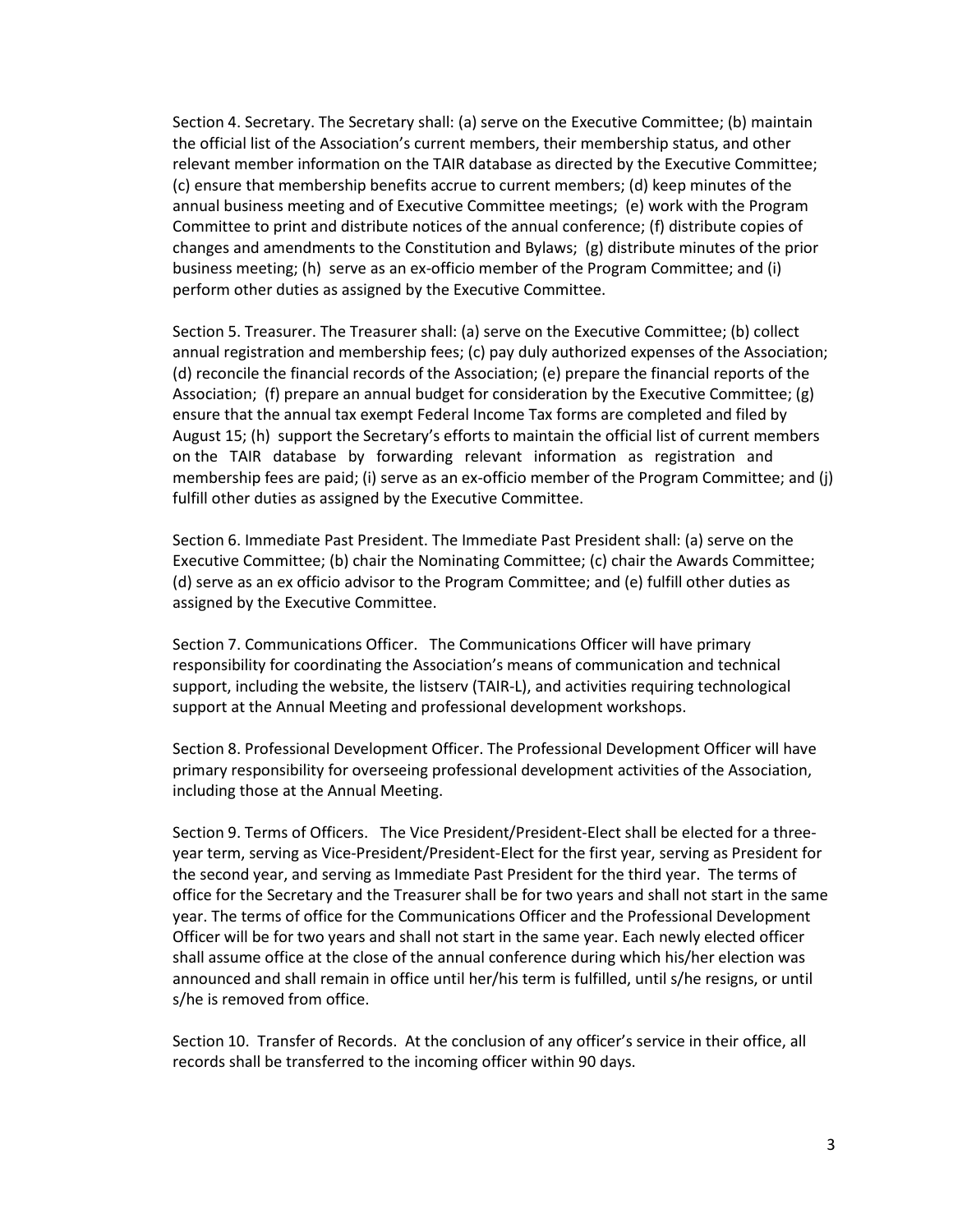Section 4. Secretary. The Secretary shall: (a) serve on the Executive Committee; (b) maintain the official list of the Association's current members, their membership status, and other relevant member information on the TAIR database as directed by the Executive Committee; (c) ensure that membership benefits accrue to current members; (d) keep minutes of the annual business meeting and of Executive Committee meetings; (e) work with the Program Committee to print and distribute notices of the annual conference; (f) distribute copies of changes and amendments to the Constitution and Bylaws; (g) distribute minutes of the prior business meeting; (h) serve as an ex-officio member of the Program Committee; and (i) perform other duties as assigned by the Executive Committee.

Section 5. Treasurer. The Treasurer shall: (a) serve on the Executive Committee; (b) collect annual registration and membership fees; (c) pay duly authorized expenses of the Association; (d) reconcile the financial records of the Association; (e) prepare the financial reports of the Association; (f) prepare an annual budget for consideration by the Executive Committee; (g) ensure that the annual tax exempt Federal Income Tax forms are completed and filed by August 15; (h) support the Secretary's efforts to maintain the official list of current members on the TAIR database by forwarding relevant information as registration and membership fees are paid; (i) serve as an ex-officio member of the Program Committee; and (j) fulfill other duties as assigned by the Executive Committee.

Section 6. Immediate Past President. The Immediate Past President shall: (a) serve on the Executive Committee; (b) chair the Nominating Committee; (c) chair the Awards Committee; (d) serve as an ex officio advisor to the Program Committee; and (e) fulfill other duties as assigned by the Executive Committee.

Section 7. Communications Officer. The Communications Officer will have primary responsibility for coordinating the Association's means of communication and technical support, including the website, the listserv (TAIR-L), and activities requiring technological support at the Annual Meeting and professional development workshops.

Section 8. Professional Development Officer. The Professional Development Officer will have primary responsibility for overseeing professional development activities of the Association, including those at the Annual Meeting.

Section 9. Terms of Officers. The Vice President/President-Elect shall be elected for a three-year term, serving as Vice-President/President-Elect for the first year, serving as President for the second year, and serving as Immediate Past President for the third year. The terms of office for the Secretary and the Treasurer shall be for two years and shall not start in the same year. The terms of office for the Communications Officer and the Professional Development Officer will be for two years and shall not start in the same year. Each newly elected officer shall assume office at the close of the annual conference during which his/her election was announced and shall remain in office until her/his term is fulfilled, until s/he resigns, or until s/he is removed from office.

Section 10. Transfer of Records. At the conclusion of any officer's service in their office, all records shall be transferred to the incoming officer within 90 days.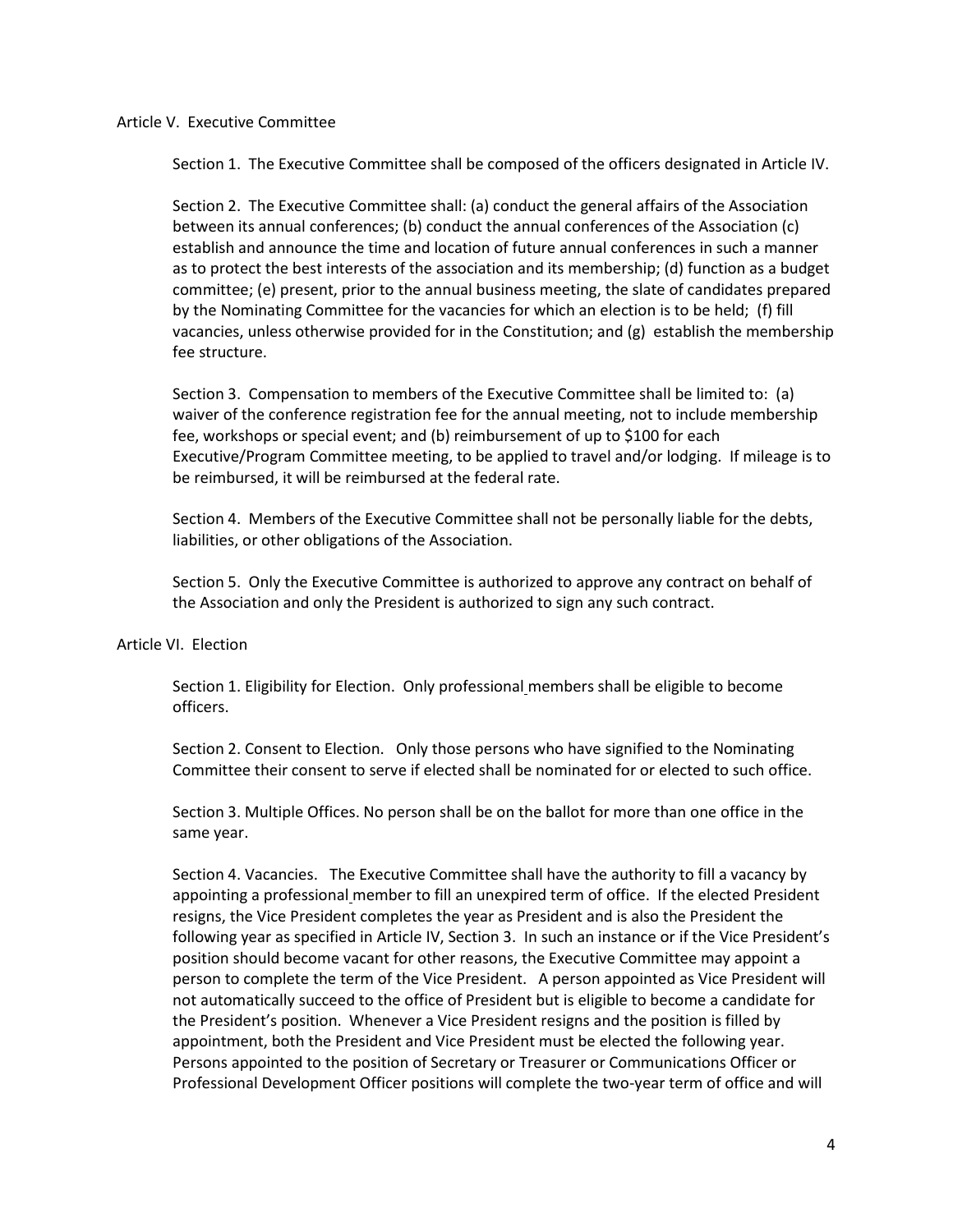## Article V. Executive Committee

Section 1. The Executive Committee shall be composed of the officers designated in Article IV.

Section 2. The Executive Committee shall: (a) conduct the general affairs of the Association between its annual conferences; (b) conduct the annual conferences of the Association (c) establish and announce the time and location of future annual conferences in such a manner as to protect the best interests of the association and its membership; (d) function as a budget committee; (e) present, prior to the annual business meeting, the slate of candidates prepared by the Nominating Committee for the vacancies for which an election is to be held; (f) fill vacancies, unless otherwise provided for in the Constitution; and (g) establish the membership fee structure.

Section 3. Compensation to members of the Executive Committee shall be limited to: (a) waiver of the conference registration fee for the annual meeting, not to include membership fee, workshops or special event; and (b) reimbursement of up to $100 for each Executive/Program Committee meeting, to be applied to travel and/or lodging. If mileage is to be reimbursed, it will be reimbursed at the federal rate.

Section 4. Members of the Executive Committee shall not be personally liable for the debts, liabilities, or other obligations of the Association.

Section 5. Only the Executive Committee is authorized to approve any contract on behalf of the Association and only the President is authorized to sign any such contract.

## Article VI. Election

Section 1. Eligibility for Election. Only professional members shall be eligible to become officers.

Section 2. Consent to Election. Only those persons who have signified to the Nominating Committee their consent to serve if elected shall be nominated for or elected to such office.

Section 3. Multiple Offices. No person shall be on the ballot for more than one office in the same year.

Section 4. Vacancies. The Executive Committee shall have the authority to fill a vacancy by appointing a professional member to fill an unexpired term of office. If the elected President resigns, the Vice President completes the year as President and is also the President the following year as specified in Article IV, Section 3. In such an instance or if the Vice President's position should become vacant for other reasons, the Executive Committee may appoint a person to complete the term of the Vice President. A person appointed as Vice President will not automatically succeed to the office of President but is eligible to become a candidate for the President's position. Whenever a Vice President resigns and the position is filled by appointment, both the President and Vice President must be elected the following year. Persons appointed to the position of Secretary or Treasurer or Communications Officer or Professional Development Officer positions will complete the two-year term of office and will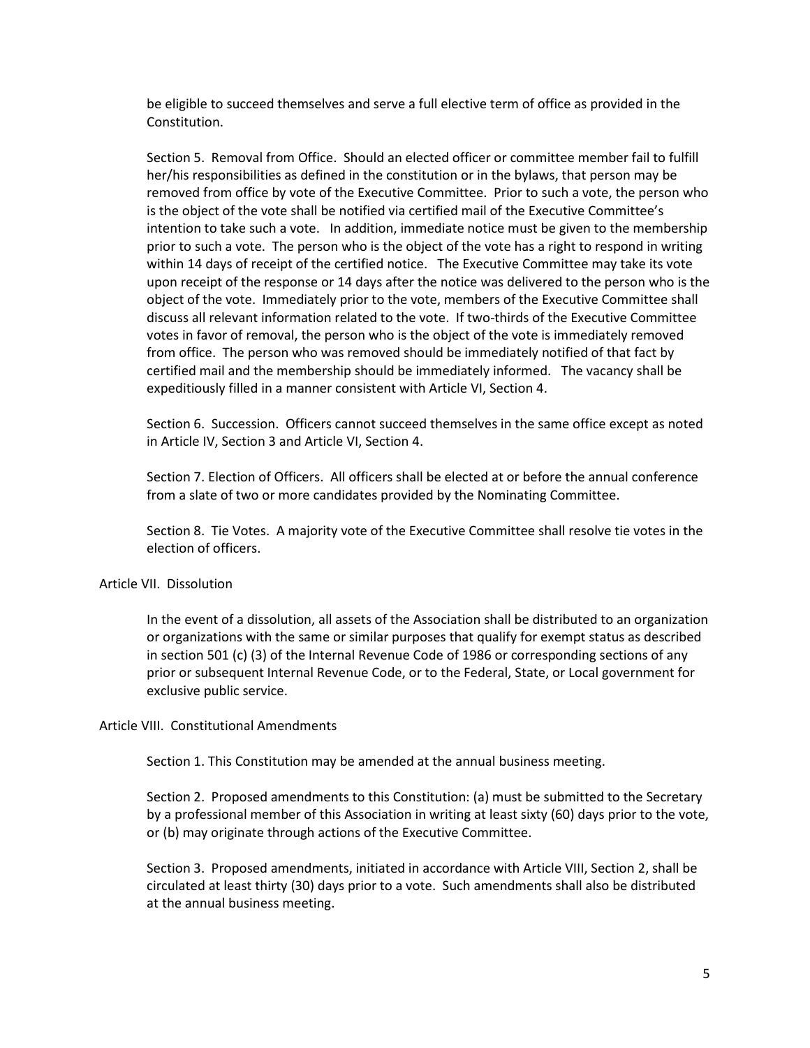be eligible to succeed themselves and serve a full elective term of office as provided in the Constitution.

Section 5. Removal from Office. Should an elected officer or committee member fail to fulfill her/his responsibilities as defined in the constitution or in the bylaws, that person may be removed from office by vote of the Executive Committee. Prior to such a vote, the person who is the object of the vote shall be notified via certified mail of the Executive Committee's intention to take such a vote. In addition, immediate notice must be given to the membership prior to such a vote. The person who is the object of the vote has a right to respond in writing within 14 days of receipt of the certified notice. The Executive Committee may take its vote upon receipt of the response or 14 days after the notice was delivered to the person who is the object of the vote. Immediately prior to the vote, members of the Executive Committee shall discuss all relevant information related to the vote. If two-thirds of the Executive Committee votes in favor of removal, the person who is the object of the vote is immediately removed from office. The person who was removed should be immediately notified of that fact by certified mail and the membership should be immediately informed. The vacancy shall be expeditiously filled in a manner consistent with Article VI, Section 4.

Section 6. Succession. Officers cannot succeed themselves in the same office except as noted in Article IV, Section 3 and Article VI, Section 4.

Section 7. Election of Officers. All officers shall be elected at or before the annual conference from a slate of two or more candidates provided by the Nominating Committee.

Section 8. Tie Votes. A majority vote of the Executive Committee shall resolve tie votes in the election of officers.

## Article VII. Dissolution

In the event of a dissolution, all assets of the Association shall be distributed to an organization or organizations with the same or similar purposes that qualify for exempt status as described in section 501 (c) (3) of the Internal Revenue Code of 1986 or corresponding sections of any prior or subsequent Internal Revenue Code, or to the Federal, State, or Local government for exclusive public service.

## Article VIII. Constitutional Amendments

Section 1. This Constitution may be amended at the annual business meeting.

Section 2. Proposed amendments to this Constitution: (a) must be submitted to the Secretary by a professional member of this Association in writing at least sixty (60) days prior to the vote, or (b) may originate through actions of the Executive Committee.

Section 3. Proposed amendments, initiated in accordance with Article VIII, Section 2, shall be circulated at least thirty (30) days prior to a vote. Such amendments shall also be distributed at the annual business meeting.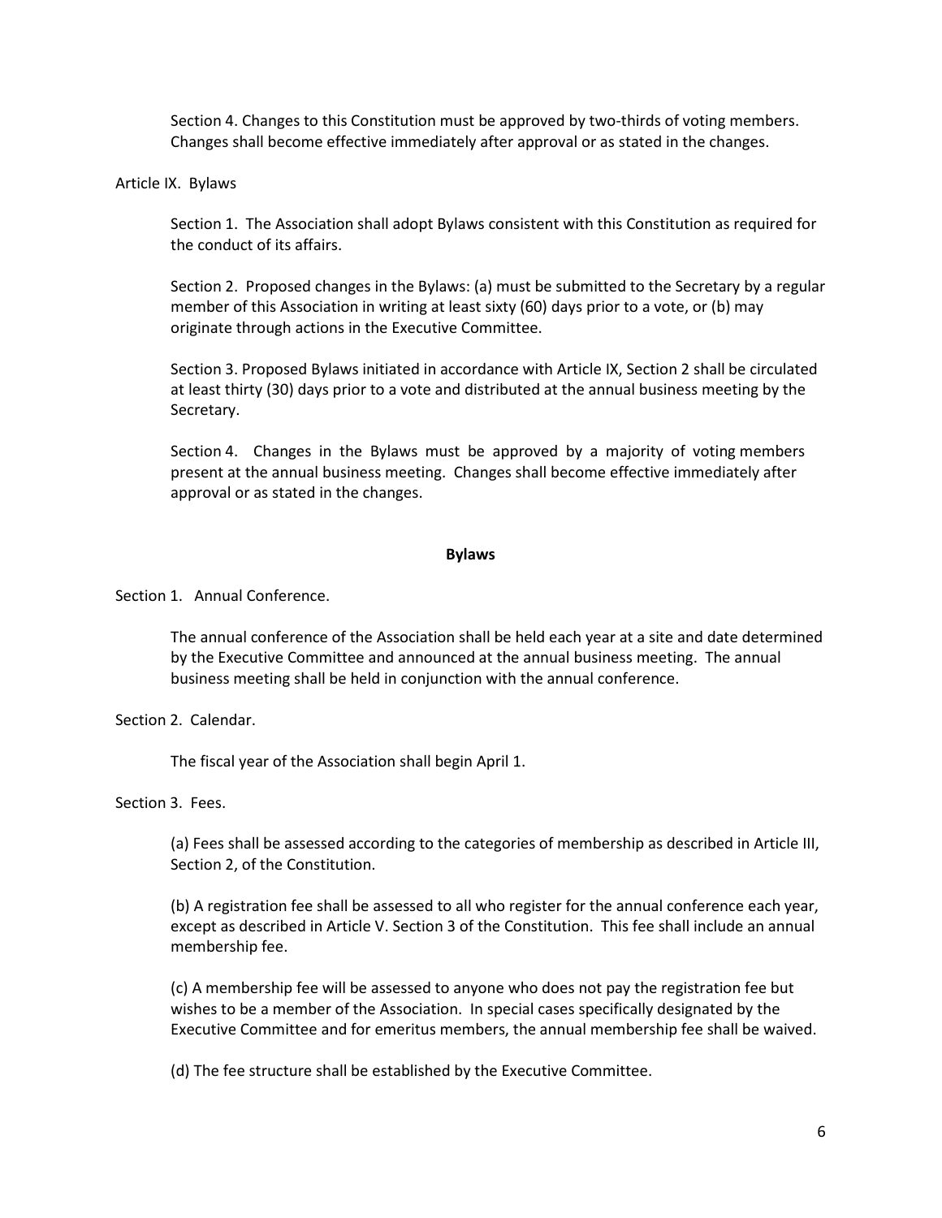Section 4. Changes to this Constitution must be approved by two-thirds of voting members. Changes shall become effective immediately after approval or as stated in the changes.

Article IX. Bylaws

Section 1. The Association shall adopt Bylaws consistent with this Constitution as required for the conduct of its affairs.

Section 2. Proposed changes in the Bylaws: (a) must be submitted to the Secretary by a regular member of this Association in writing at least sixty (60) days prior to a vote, or (b) may originate through actions in the Executive Committee.

Section 3. Proposed Bylaws initiated in accordance with Article IX, Section 2 shall be circulated at least thirty (30) days prior to a vote and distributed at the annual business meeting by the Secretary.

Section 4. Changes in the Bylaws must be approved by a majority of voting members present at the annual business meeting. Changes shall become effective immediately after approval or as stated in the changes.

## Bylaws

Section 1. Annual Conference.

The annual conference of the Association shall be held each year at a site and date determined by the Executive Committee and announced at the annual business meeting. The annual business meeting shall be held in conjunction with the annual conference.

Section 2. Calendar.

The fiscal year of the Association shall begin April 1.

Section 3. Fees.

(a) Fees shall be assessed according to the categories of membership as described in Article III, Section 2, of the Constitution.

(b) A registration fee shall be assessed to all who register for the annual conference each year, except as described in Article V. Section 3 of the Constitution. This fee shall include an annual membership fee.

(c) A membership fee will be assessed to anyone who does not pay the registration fee but wishes to be a member of the Association. In special cases specifically designated by the Executive Committee and for emeritus members, the annual membership fee shall be waived.

(d) The fee structure shall be established by the Executive Committee.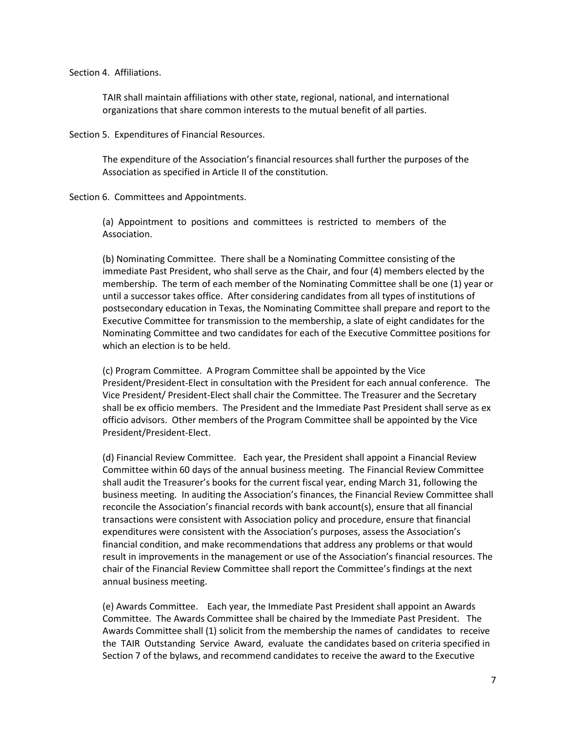Section 4. Affiliations.

TAIR shall maintain affiliations with other state, regional, national, and international organizations that share common interests to the mutual benefit of all parties.

Section 5. Expenditures of Financial Resources.

The expenditure of the Association's financial resources shall further the purposes of the Association as specified in Article II of the constitution.

Section 6. Committees and Appointments.

(a) Appointment to positions and committees is restricted to members of the Association.

(b) Nominating Committee. There shall be a Nominating Committee consisting of the immediate Past President, who shall serve as the Chair, and four (4) members elected by the membership. The term of each member of the Nominating Committee shall be one (1) year or until a successor takes office. After considering candidates from all types of institutions of postsecondary education in Texas, the Nominating Committee shall prepare and report to the Executive Committee for transmission to the membership, a slate of eight candidates for the Nominating Committee and two candidates for each of the Executive Committee positions for which an election is to be held.

(c) Program Committee. A Program Committee shall be appointed by the Vice President/President-Elect in consultation with the President for each annual conference. The Vice President/ President-Elect shall chair the Committee. The Treasurer and the Secretary shall be ex officio members. The President and the Immediate Past President shall serve as ex officio advisors. Other members of the Program Committee shall be appointed by the Vice President/President-Elect.

(d) Financial Review Committee. Each year, the President shall appoint a Financial Review Committee within 60 days of the annual business meeting. The Financial Review Committee shall audit the Treasurer's books for the current fiscal year, ending March 31, following the business meeting. In auditing the Association's finances, the Financial Review Committee shall reconcile the Association's financial records with bank account(s), ensure that all financial transactions were consistent with Association policy and procedure, ensure that financial expenditures were consistent with the Association's purposes, assess the Association's financial condition, and make recommendations that address any problems or that would result in improvements in the management or use of the Association's financial resources. The chair of the Financial Review Committee shall report the Committee's findings at the next annual business meeting.

(e) Awards Committee. Each year, the Immediate Past President shall appoint an Awards Committee. The Awards Committee shall be chaired by the Immediate Past President. The Awards Committee shall (1) solicit from the membership the names of candidates to receive the TAIR Outstanding Service Award, evaluate the candidates based on criteria specified in Section 7 of the bylaws, and recommend candidates to receive the award to the Executive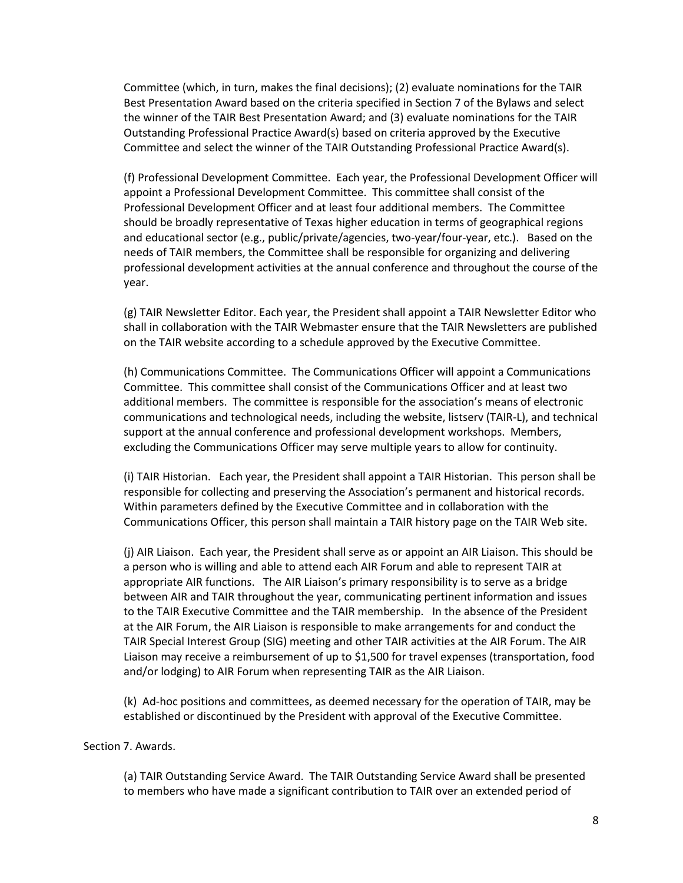Committee (which, in turn, makes the final decisions); (2) evaluate nominations for the TAIR Best Presentation Award based on the criteria specified in Section 7 of the Bylaws and select the winner of the TAIR Best Presentation Award; and (3) evaluate nominations for the TAIR Outstanding Professional Practice Award(s) based on criteria approved by the Executive Committee and select the winner of the TAIR Outstanding Professional Practice Award(s).

(f) Professional Development Committee. Each year, the Professional Development Officer will appoint a Professional Development Committee. This committee shall consist of the Professional Development Officer and at least four additional members. The Committee should be broadly representative of Texas higher education in terms of geographical regions and educational sector (e.g., public/private/agencies, two-year/four-year, etc.). Based on the needs of TAIR members, the Committee shall be responsible for organizing and delivering professional development activities at the annual conference and throughout the course of the year.

(g) TAIR Newsletter Editor. Each year, the President shall appoint a TAIR Newsletter Editor who shall in collaboration with the TAIR Webmaster ensure that the TAIR Newsletters are published on the TAIR website according to a schedule approved by the Executive Committee.

(h) Communications Committee. The Communications Officer will appoint a Communications Committee. This committee shall consist of the Communications Officer and at least two additional members. The committee is responsible for the association's means of electronic communications and technological needs, including the website, listserv (TAIR-L), and technical support at the annual conference and professional development workshops. Members, excluding the Communications Officer may serve multiple years to allow for continuity.

(i) TAIR Historian. Each year, the President shall appoint a TAIR Historian. This person shall be responsible for collecting and preserving the Association's permanent and historical records. Within parameters defined by the Executive Committee and in collaboration with the Communications Officer, this person shall maintain a TAIR history page on the TAIR Web site.

(j) AIR Liaison. Each year, the President shall serve as or appoint an AIR Liaison. This should be a person who is willing and able to attend each AIR Forum and able to represent TAIR at appropriate AIR functions. The AIR Liaison's primary responsibility is to serve as a bridge between AIR and TAIR throughout the year, communicating pertinent information and issues to the TAIR Executive Committee and the TAIR membership. In the absence of the President at the AIR Forum, the AIR Liaison is responsible to make arrangements for and conduct the TAIR Special Interest Group (SIG) meeting and other TAIR activities at the AIR Forum. The AIR Liaison may receive a reimbursement of up to $1,500 for travel expenses (transportation, food and/or lodging) to AIR Forum when representing TAIR as the AIR Liaison.

(k) Ad-hoc positions and committees, as deemed necessary for the operation of TAIR, may be established or discontinued by the President with approval of the Executive Committee.

Section 7. Awards.

(a) TAIR Outstanding Service Award. The TAIR Outstanding Service Award shall be presented to members who have made a significant contribution to TAIR over an extended period of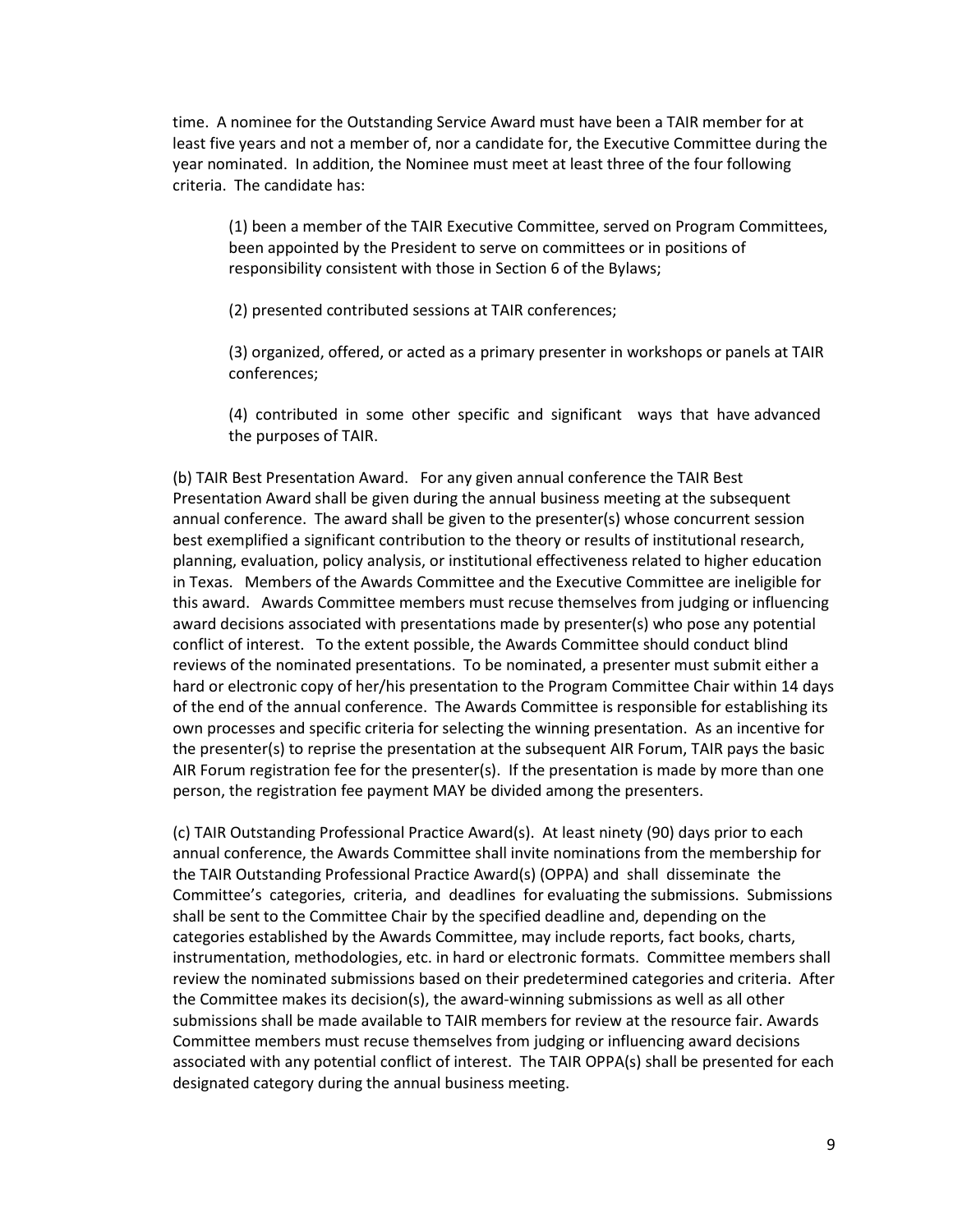time. A nominee for the Outstanding Service Award must have been a TAIR member for at least five years and not a member of, nor a candidate for, the Executive Committee during the year nominated. In addition, the Nominee must meet at least three of the four following criteria. The candidate has:

(1) been a member of the TAIR Executive Committee, served on Program Committees, been appointed by the President to serve on committees or in positions of responsibility consistent with those in Section 6 of the Bylaws;

(2) presented contributed sessions at TAIR conferences;

(3) organized, offered, or acted as a primary presenter in workshops or panels at TAIR conferences;

(4) contributed in some other specific and significant ways that have advanced the purposes of TAIR.

(b) TAIR Best Presentation Award. For any given annual conference the TAIR Best Presentation Award shall be given during the annual business meeting at the subsequent annual conference. The award shall be given to the presenter(s) whose concurrent session best exemplified a significant contribution to the theory or results of institutional research, planning, evaluation, policy analysis, or institutional effectiveness related to higher education in Texas. Members of the Awards Committee and the Executive Committee are ineligible for this award. Awards Committee members must recuse themselves from judging or influencing award decisions associated with presentations made by presenter(s) who pose any potential conflict of interest. To the extent possible, the Awards Committee should conduct blind reviews of the nominated presentations. To be nominated, a presenter must submit either a hard or electronic copy of her/his presentation to the Program Committee Chair within 14 days of the end of the annual conference. The Awards Committee is responsible for establishing its own processes and specific criteria for selecting the winning presentation. As an incentive for the presenter(s) to reprise the presentation at the subsequent AIR Forum, TAIR pays the basic AIR Forum registration fee for the presenter(s). If the presentation is made by more than one person, the registration fee payment MAY be divided among the presenters.

(c) TAIR Outstanding Professional Practice Award(s). At least ninety (90) days prior to each annual conference, the Awards Committee shall invite nominations from the membership for the TAIR Outstanding Professional Practice Award(s) (OPPA) and shall disseminate the Committee's categories, criteria, and deadlines for evaluating the submissions. Submissions shall be sent to the Committee Chair by the specified deadline and, depending on the categories established by the Awards Committee, may include reports, fact books, charts, instrumentation, methodologies, etc. in hard or electronic formats. Committee members shall review the nominated submissions based on their predetermined categories and criteria. After the Committee makes its decision(s), the award-winning submissions as well as all other submissions shall be made available to TAIR members for review at the resource fair. Awards Committee members must recuse themselves from judging or influencing award decisions associated with any potential conflict of interest. The TAIR OPPA(s) shall be presented for each designated category during the annual business meeting.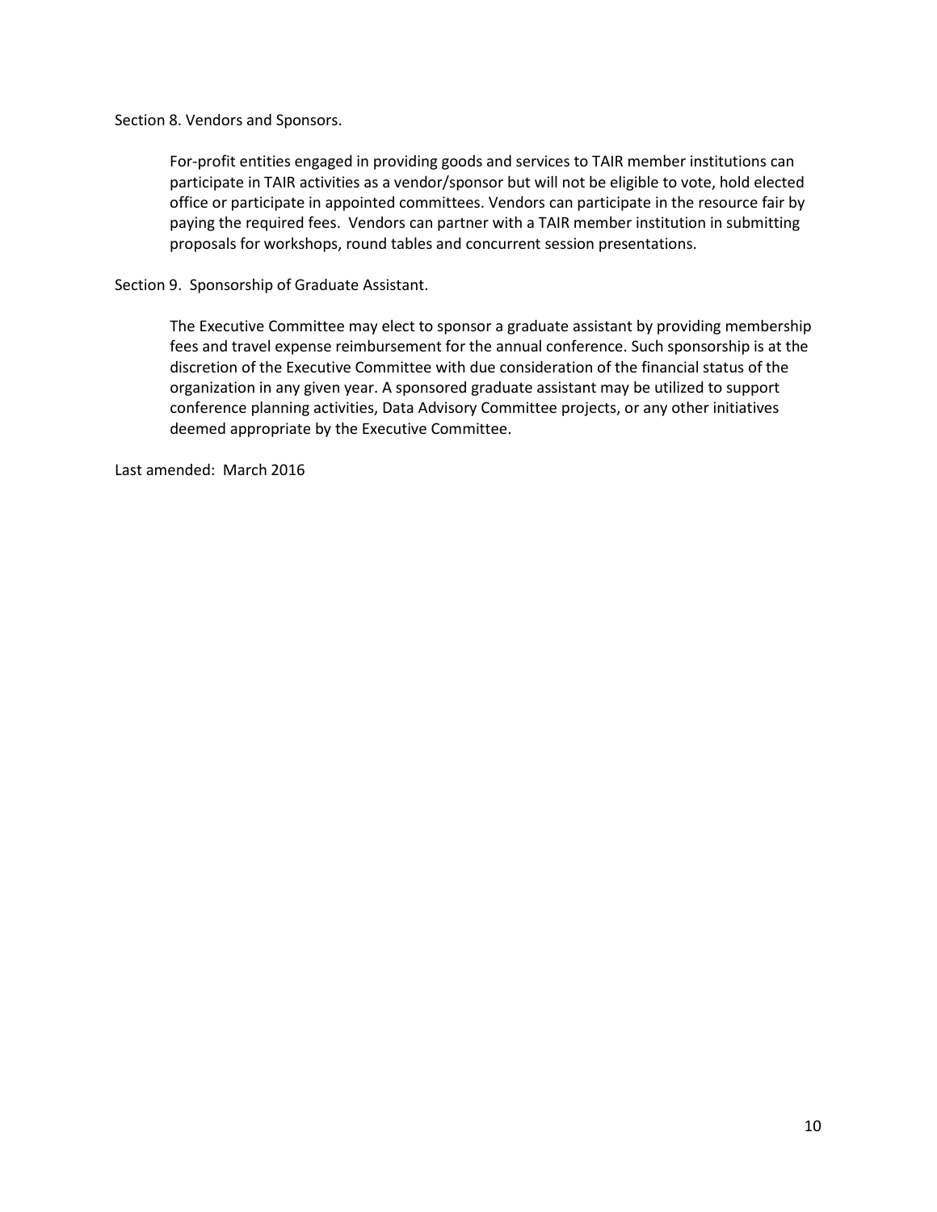Section 8. Vendors and Sponsors.

For-profit entities engaged in providing goods and services to TAIR member institutions can participate in TAIR activities as a vendor/sponsor but will not be eligible to vote, hold elected office or participate in appointed committees. Vendors can participate in the resource fair by paying the required fees. Vendors can partner with a TAIR member institution in submitting proposals for workshops, round tables and concurrent session presentations.

Section 9. Sponsorship of Graduate Assistant.

The Executive Committee may elect to sponsor a graduate assistant by providing membership fees and travel expense reimbursement for the annual conference. Such sponsorship is at the discretion of the Executive Committee with due consideration of the financial status of the organization in any given year. A sponsored graduate assistant may be utilized to support conference planning activities, Data Advisory Committee projects, or any other initiatives deemed appropriate by the Executive Committee.

Last amended: March 2016